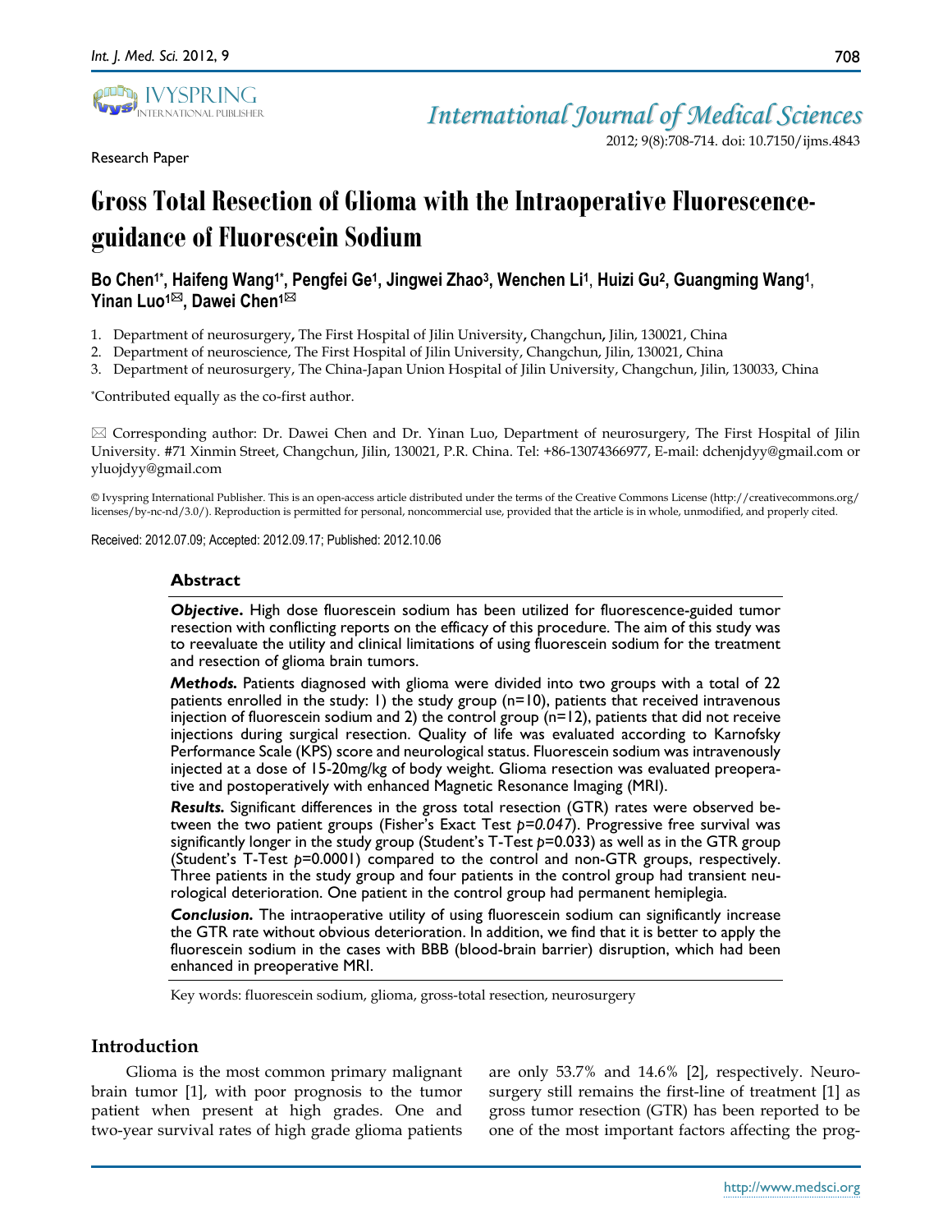Research Paper

# Gross Total Resection of Glioma with the Intraoperative Fluorescence-guidance of Fluorescein Sodium

**Bo Chen[1*], Haifeng Wang[1*], Pengfei Ge[1], Jingwei Zhao[3], Wenchen Li[1], Huizi Gu[2], Guangming Wang[1], Yinan Luo[1✉], Dawei Chen[1✉]**

1. Department of neurosurgery, The First Hospital of Jilin University, Changchun, Jilin, 130021, China
2. Department of neuroscience, The First Hospital of Jilin University, Changchun, Jilin, 130021, China
3. Department of neurosurgery, The China-Japan Union Hospital of Jilin University, Changchun, Jilin, 130033, China

*Contributed equally as the co-first author.

✉ Corresponding author: Dr. Dawei Chen and Dr. Yinan Luo, Department of neurosurgery, The First Hospital of Jilin University. #71 Xinmin Street, Changchun, Jilin, 130021, P.R. China. Tel: +86-13074366977, E-mail: dchenjdyy@gmail.com or yluojdyy@gmail.com

© Ivyspring International Publisher. This is an open-access article distributed under the terms of the Creative Commons License (http://creativecommons.org/licenses/by-nc-nd/3.0/). Reproduction is permitted for personal, noncommercial use, provided that the article is in whole, unmodified, and properly cited.

Received: 2012.07.09; Accepted: 2012.09.17; Published: 2012.10.06

## Abstract

***Objective.*** High dose fluorescein sodium has been utilized for fluorescence-guided tumor resection with conflicting reports on the efficacy of this procedure. The aim of this study was to reevaluate the utility and clinical limitations of using fluorescein sodium for the treatment and resection of glioma brain tumors.

***Methods.*** Patients diagnosed with glioma were divided into two groups with a total of 22 patients enrolled in the study: 1) the study group (n=10), patients that received intravenous injection of fluorescein sodium and 2) the control group (n=12), patients that did not receive injections during surgical resection. Quality of life was evaluated according to Karnofsky Performance Scale (KPS) score and neurological status. Fluorescein sodium was intravenously injected at a dose of 15-20mg/kg of body weight. Glioma resection was evaluated preoperative and postoperatively with enhanced Magnetic Resonance Imaging (MRI).

***Results.*** Significant differences in the gross total resection (GTR) rates were observed between the two patient groups (Fisher's Exact Test *p=0.047*). Progressive free survival was significantly longer in the study group (Student's T-Test *p*=0.033) as well as in the GTR group (Student's T-Test *p*=0.0001) compared to the control and non-GTR groups, respectively. Three patients in the study group and four patients in the control group had transient neurological deterioration. One patient in the control group had permanent hemiplegia.

***Conclusion.*** The intraoperative utility of using fluorescein sodium can significantly increase the GTR rate without obvious deterioration. In addition, we find that it is better to apply the fluorescein sodium in the cases with BBB (blood-brain barrier) disruption, which had been enhanced in preoperative MRI.

Key words: fluorescein sodium, glioma, gross-total resection, neurosurgery

## Introduction

Glioma is the most common primary malignant brain tumor [1], with poor prognosis to the tumor patient when present at high grades. One and two-year survival rates of high grade glioma patients are only 53.7% and 14.6% [2], respectively. Neurosurgery still remains the first-line of treatment [1] as gross tumor resection (GTR) has been reported to be one of the most important factors affecting the prog-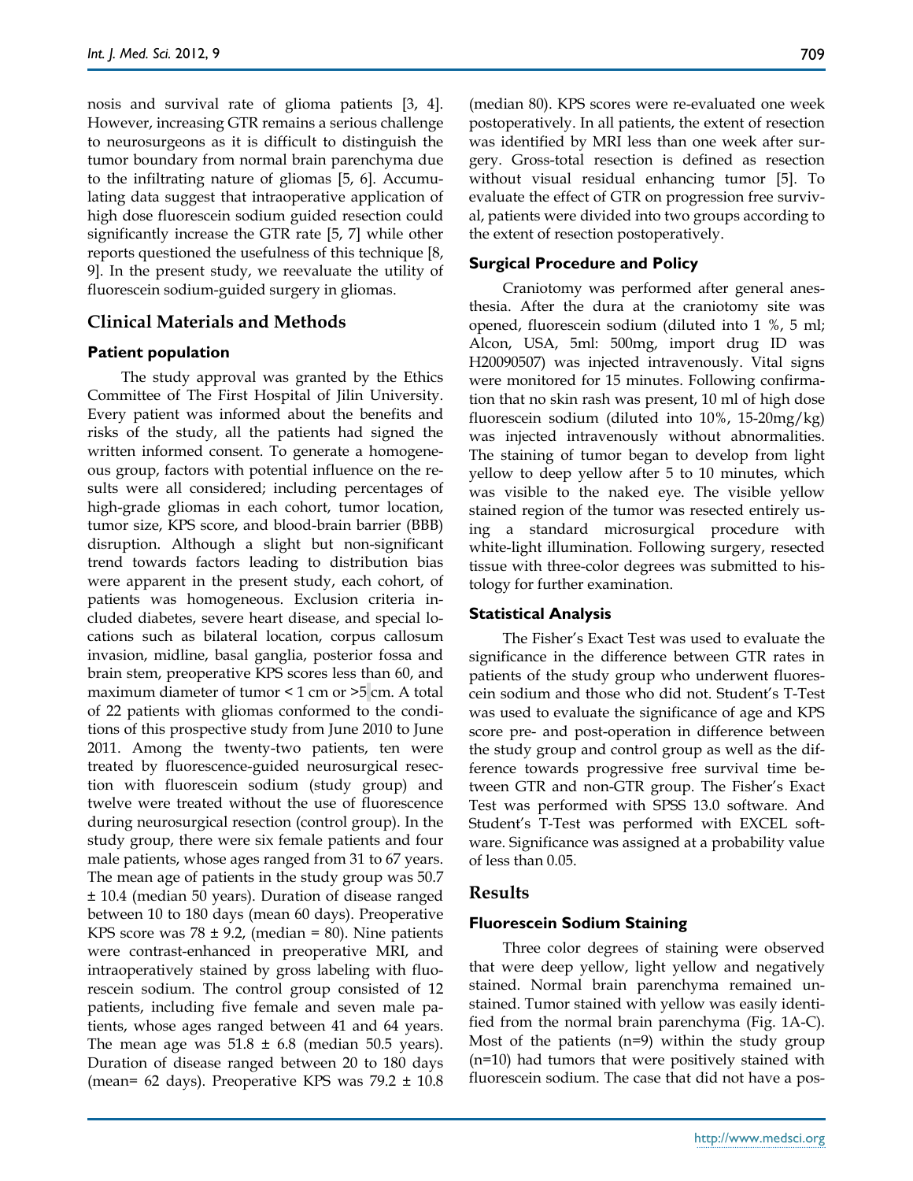nosis and survival rate of glioma patients [3, 4]. However, increasing GTR remains a serious challenge to neurosurgeons as it is difficult to distinguish the tumor boundary from normal brain parenchyma due to the infiltrating nature of gliomas [5, 6]. Accumulating data suggest that intraoperative application of high dose fluorescein sodium guided resection could significantly increase the GTR rate [5, 7] while other reports questioned the usefulness of this technique [8, 9]. In the present study, we reevaluate the utility of fluorescein sodium-guided surgery in gliomas.

## Clinical Materials and Methods

### Patient population

The study approval was granted by the Ethics Committee of The First Hospital of Jilin University. Every patient was informed about the benefits and risks of the study, all the patients had signed the written informed consent. To generate a homogeneous group, factors with potential influence on the results were all considered; including percentages of high-grade gliomas in each cohort, tumor location, tumor size, KPS score, and blood-brain barrier (BBB) disruption. Although a slight but non-significant trend towards factors leading to distribution bias were apparent in the present study, each cohort, of patients was homogeneous. Exclusion criteria included diabetes, severe heart disease, and special locations such as bilateral location, corpus callosum invasion, midline, basal ganglia, posterior fossa and brain stem, preoperative KPS scores less than 60, and maximum diameter of tumor < 1 cm or >5 cm. A total of 22 patients with gliomas conformed to the conditions of this prospective study from June 2010 to June 2011. Among the twenty-two patients, ten were treated by fluorescence-guided neurosurgical resection with fluorescein sodium (study group) and twelve were treated without the use of fluorescence during neurosurgical resection (control group). In the study group, there were six female patients and four male patients, whose ages ranged from 31 to 67 years. The mean age of patients in the study group was 50.7 ± 10.4 (median 50 years). Duration of disease ranged between 10 to 180 days (mean 60 days). Preoperative KPS score was 78 ± 9.2, (median = 80). Nine patients were contrast-enhanced in preoperative MRI, and intraoperatively stained by gross labeling with fluorescein sodium. The control group consisted of 12 patients, including five female and seven male patients, whose ages ranged between 41 and 64 years. The mean age was 51.8 ± 6.8 (median 50.5 years). Duration of disease ranged between 20 to 180 days (mean= 62 days). Preoperative KPS was 79.2 ± 10.8 (median 80). KPS scores were re-evaluated one week postoperatively. In all patients, the extent of resection was identified by MRI less than one week after surgery. Gross-total resection is defined as resection without visual residual enhancing tumor [5]. To evaluate the effect of GTR on progression free survival, patients were divided into two groups according to the extent of resection postoperatively.

### Surgical Procedure and Policy

Craniotomy was performed after general anesthesia. After the dura at the craniotomy site was opened, fluorescein sodium (diluted into 1 %, 5 ml; Alcon, USA, 5ml: 500mg, import drug ID was H20090507) was injected intravenously. Vital signs were monitored for 15 minutes. Following confirmation that no skin rash was present, 10 ml of high dose fluorescein sodium (diluted into 10%, 15-20mg/kg) was injected intravenously without abnormalities. The staining of tumor began to develop from light yellow to deep yellow after 5 to 10 minutes, which was visible to the naked eye. The visible yellow stained region of the tumor was resected entirely using a standard microsurgical procedure with white-light illumination. Following surgery, resected tissue with three-color degrees was submitted to histology for further examination.

### Statistical Analysis

The Fisher's Exact Test was used to evaluate the significance in the difference between GTR rates in patients of the study group who underwent fluorescein sodium and those who did not. Student's T-Test was used to evaluate the significance of age and KPS score pre- and post-operation in difference between the study group and control group as well as the difference towards progressive free survival time between GTR and non-GTR group. The Fisher's Exact Test was performed with SPSS 13.0 software. And Student's T-Test was performed with EXCEL software. Significance was assigned at a probability value of less than 0.05.

## Results

### Fluorescein Sodium Staining

Three color degrees of staining were observed that were deep yellow, light yellow and negatively stained. Normal brain parenchyma remained unstained. Tumor stained with yellow was easily identified from the normal brain parenchyma (Fig. 1A-C). Most of the patients (n=9) within the study group (n=10) had tumors that were positively stained with fluorescein sodium. The case that did not have a pos-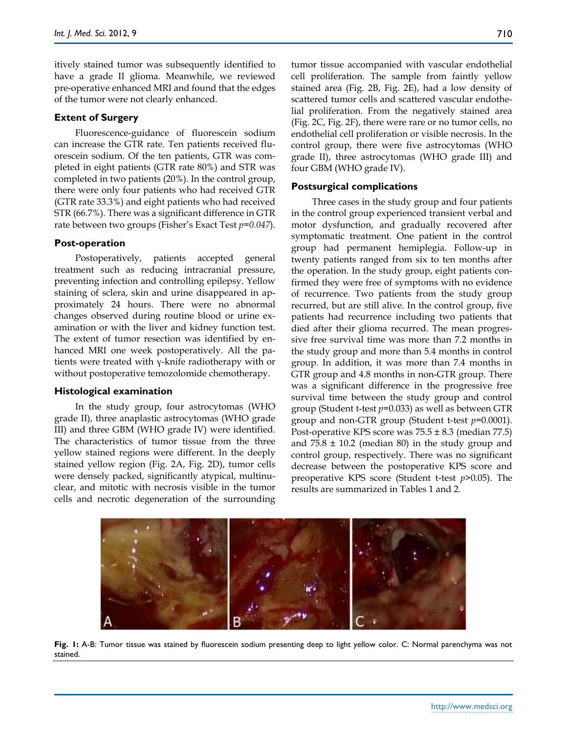itively stained tumor was subsequently identified to have a grade II glioma. Meanwhile, we reviewed pre-operative enhanced MRI and found that the edges of the tumor were not clearly enhanced.

### Extent of Surgery

Fluorescence-guidance of fluorescein sodium can increase the GTR rate. Ten patients received fluorescein sodium. Of the ten patients, GTR was completed in eight patients (GTR rate 80%) and STR was completed in two patients (20%). In the control group, there were only four patients who had received GTR (GTR rate 33.3%) and eight patients who had received STR (66.7%). There was a significant difference in GTR rate between two groups (Fisher's Exact Test $p=0.047$).

### Post-operation

Postoperatively, patients accepted general treatment such as reducing intracranial pressure, preventing infection and controlling epilepsy. Yellow staining of sclera, skin and urine disappeared in approximately 24 hours. There were no abnormal changes observed during routine blood or urine examination or with the liver and kidney function test. The extent of tumor resection was identified by enhanced MRI one week postoperatively. All the patients were treated with γ-knife radiotherapy with or without postoperative temozolomide chemotherapy.

### Histological examination

In the study group, four astrocytomas (WHO grade II), three anaplastic astrocytomas (WHO grade III) and three GBM (WHO grade IV) were identified. The characteristics of tumor tissue from the three yellow stained regions were different. In the deeply stained yellow region (Fig. 2A, Fig. 2D), tumor cells were densely packed, significantly atypical, multinuclear, and mitotic with necrosis visible in the tumor cells and necrotic degeneration of the surrounding tumor tissue accompanied with vascular endothelial cell proliferation. The sample from faintly yellow stained area (Fig. 2B, Fig. 2E), had a low density of scattered tumor cells and scattered vascular endothelial proliferation. From the negatively stained area (Fig. 2C, Fig. 2F), there were rare or no tumor cells, no endothelial cell proliferation or visible necrosis. In the control group, there were five astrocytomas (WHO grade II), three astrocytomas (WHO grade III) and four GBM (WHO grade IV).

### Postsurgical complications

Three cases in the study group and four patients in the control group experienced transient verbal and motor dysfunction, and gradually recovered after symptomatic treatment. One patient in the control group had permanent hemiplegia. Follow-up in twenty patients ranged from six to ten months after the operation. In the study group, eight patients confirmed they were free of symptoms with no evidence of recurrence. Two patients from the study group recurred, but are still alive. In the control group, five patients had recurrence including two patients that died after their glioma recurred. The mean progressive free survival time was more than 7.2 months in the study group and more than 5.4 months in control group. In addition, it was more than 7.4 months in GTR group and 4.8 months in non-GTR group. There was a significant difference in the progressive free survival time between the study group and control group (Student t-test $p=0.033$) as well as between GTR group and non-GTR group (Student t-test $p=0.0001$). Post-operative KPS score was $75.5 \pm 8.3$ (median 77.5) and $75.8 \pm 10.2$ (median 80) in the study group and control group, respectively. There was no significant decrease between the postoperative KPS score and preoperative KPS score (Student t-test $p>0.05$). The results are summarized in Tables 1 and 2.

**Fig. 1:** A-B: Tumor tissue was stained by fluorescein sodium presenting deep to light yellow color. C: Normal parenchyma was not stained.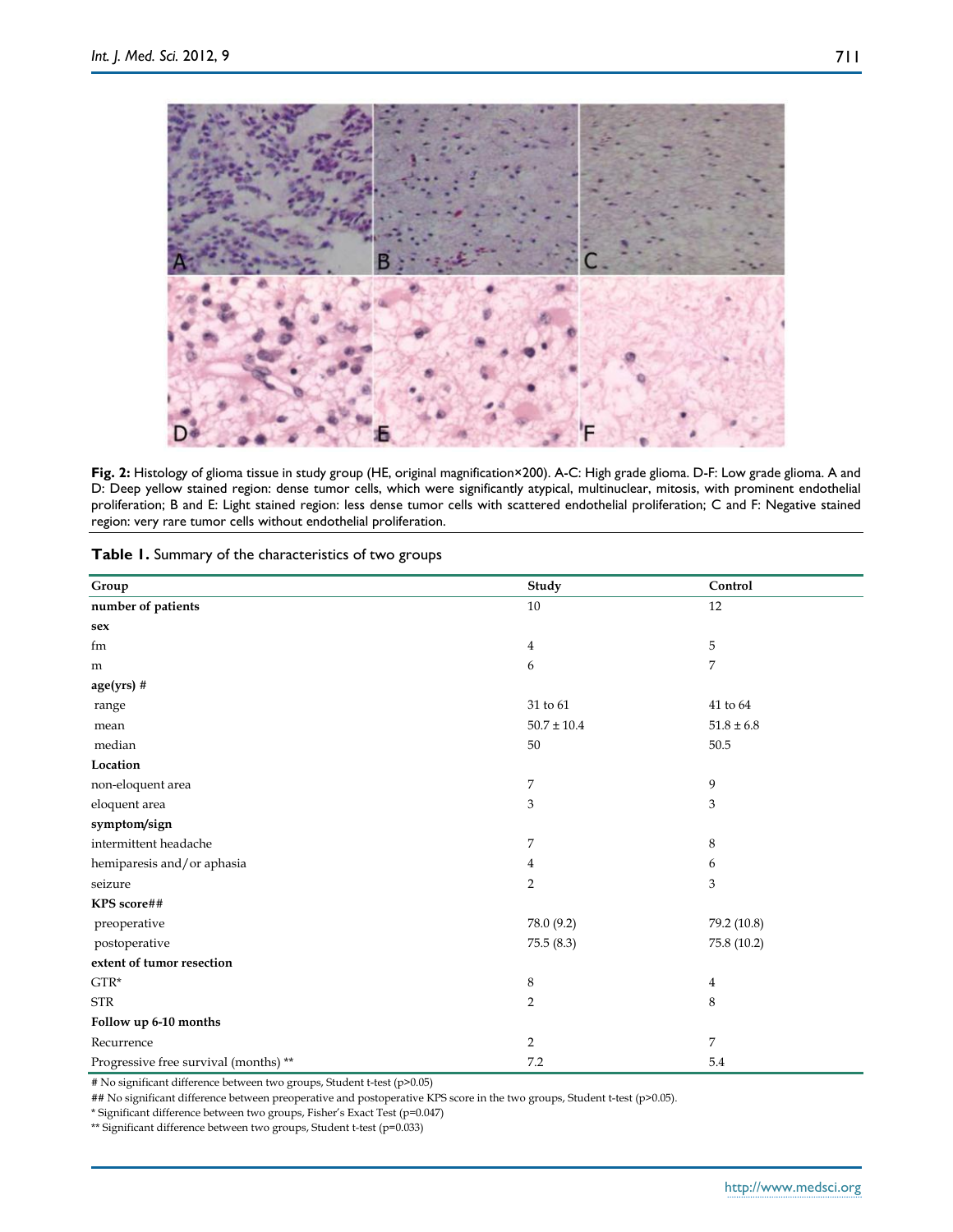**Fig. 2:** Histology of glioma tissue in study group (HE, original magnification×200). A-C: High grade glioma. D-F: Low grade glioma. A and D: Deep yellow stained region: dense tumor cells, which were significantly atypical, multinuclear, mitosis, with prominent endothelial proliferation; B and E: Light stained region: less dense tumor cells with scattered endothelial proliferation; C and F: Negative stained region: very rare tumor cells without endothelial proliferation.

**Table 1.** Summary of the characteristics of two groups

| Group | Study | Control |
|---|---|---|
| **number of patients** | 10 | 12 |
| **sex** | | |
| fm | 4 | 5 |
| m | 6 | 7 |
| **age(yrs) #** | | |
| range | 31 to 61 | 41 to 64 |
| mean | 50.7 ± 10.4 | 51.8 ± 6.8 |
| median | 50 | 50.5 |
| **Location** | | |
| non-eloquent area | 7 | 9 |
| eloquent area | 3 | 3 |
| **symptom/sign** | | |
| intermittent headache | 7 | 8 |
| hemiparesis and/or aphasia | 4 | 6 |
| seizure | 2 | 3 |
| **KPS score##** | | |
| preoperative | 78.0 (9.2) | 79.2 (10.8) |
| postoperative | 75.5 (8.3) | 75.8 (10.2) |
| **extent of tumor resection** | | |
| GTR* | 8 | 4 |
| STR | 2 | 8 |
| **Follow up 6-10 months** | | |
| Recurrence | 2 | 7 |
| Progressive free survival (months) ** | 7.2 | 5.4 |

# No significant difference between two groups, Student t-test ($p>0.05$)

## No significant difference between preoperative and postoperative KPS score in the two groups, Student t-test ($p>0.05$).

* Significant difference between two groups, Fisher's Exact Test ($p=0.047$)

** Significant difference between two groups, Student t-test ($p=0.033$)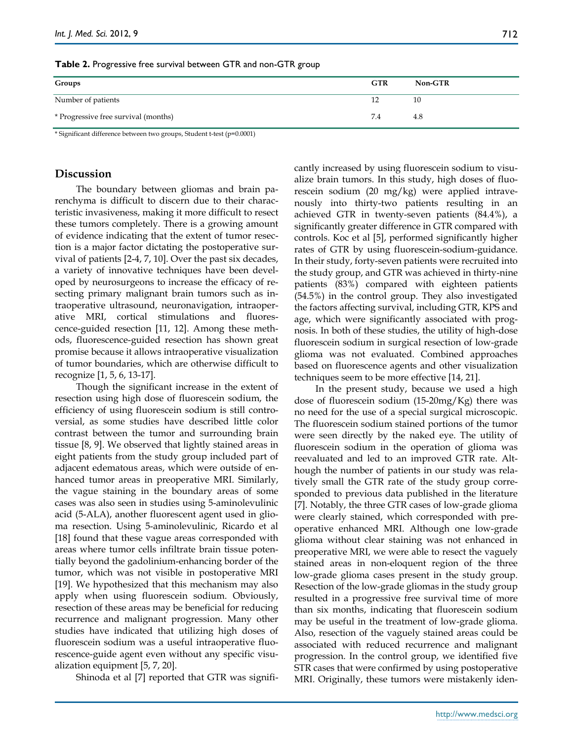**Table 2.** Progressive free survival between GTR and non-GTR group

| Groups | GTR | Non-GTR |
|---|---|---|
| Number of patients | 12 | 10 |
| * Progressive free survival (months) | 7.4 | 4.8 |

* Significant difference between two groups, Student t-test (p=0.0001)

## Discussion

The boundary between gliomas and brain parenchyma is difficult to discern due to their characteristic invasiveness, making it more difficult to resect these tumors completely. There is a growing amount of evidence indicating that the extent of tumor resection is a major factor dictating the postoperative survival of patients [2-4, 7, 10]. Over the past six decades, a variety of innovative techniques have been developed by neurosurgeons to increase the efficacy of resecting primary malignant brain tumors such as intraoperative ultrasound, neuronavigation, intraoperative MRI, cortical stimulations and fluorescence-guided resection [11, 12]. Among these methods, fluorescence-guided resection has shown great promise because it allows intraoperative visualization of tumor boundaries, which are otherwise difficult to recognize [1, 5, 6, 13-17].

Though the significant increase in the extent of resection using high dose of fluorescein sodium, the efficiency of using fluorescein sodium is still controversial, as some studies have described little color contrast between the tumor and surrounding brain tissue [8, 9]. We observed that lightly stained areas in eight patients from the study group included part of adjacent edematous areas, which were outside of enhanced tumor areas in preoperative MRI. Similarly, the vague staining in the boundary areas of some cases was also seen in studies using 5-aminolevulinic acid (5-ALA), another fluorescent agent used in glioma resection. Using 5-aminolevulinic, Ricardo et al [18] found that these vague areas corresponded with areas where tumor cells infiltrate brain tissue potentially beyond the gadolinium-enhancing border of the tumor, which was not visible in postoperative MRI [19]. We hypothesized that this mechanism may also apply when using fluorescein sodium. Obviously, resection of these areas may be beneficial for reducing recurrence and malignant progression. Many other studies have indicated that utilizing high doses of fluorescein sodium was a useful intraoperative fluorescence-guide agent even without any specific visualization equipment [5, 7, 20].

Shinoda et al [7] reported that GTR was significantly increased by using fluorescein sodium to visualize brain tumors. In this study, high doses of fluorescein sodium (20 mg/kg) were applied intravenously into thirty-two patients resulting in an achieved GTR in twenty-seven patients (84.4%), a significantly greater difference in GTR compared with controls. Koc et al [5], performed significantly higher rates of GTR by using fluorescein-sodium-guidance. In their study, forty-seven patients were recruited into the study group, and GTR was achieved in thirty-nine patients (83%) compared with eighteen patients (54.5%) in the control group. They also investigated the factors affecting survival, including GTR, KPS and age, which were significantly associated with prognosis. In both of these studies, the utility of high-dose fluorescein sodium in surgical resection of low-grade glioma was not evaluated. Combined approaches based on fluorescence agents and other visualization techniques seem to be more effective [14, 21].

In the present study, because we used a high dose of fluorescein sodium (15-20mg/Kg) there was no need for the use of a special surgical microscopic. The fluorescein sodium stained portions of the tumor were seen directly by the naked eye. The utility of fluorescein sodium in the operation of glioma was reevaluated and led to an improved GTR rate. Although the number of patients in our study was relatively small the GTR rate of the study group corresponded to previous data published in the literature [7]. Notably, the three GTR cases of low-grade glioma were clearly stained, which corresponded with preoperative enhanced MRI. Although one low-grade glioma without clear staining was not enhanced in preoperative MRI, we were able to resect the vaguely stained areas in non-eloquent region of the three low-grade glioma cases present in the study group. Resection of the low-grade gliomas in the study group resulted in a progressive free survival time of more than six months, indicating that fluorescein sodium may be useful in the treatment of low-grade glioma. Also, resection of the vaguely stained areas could be associated with reduced recurrence and malignant progression. In the control group, we identified five STR cases that were confirmed by using postoperative MRI. Originally, these tumors were mistakenly iden-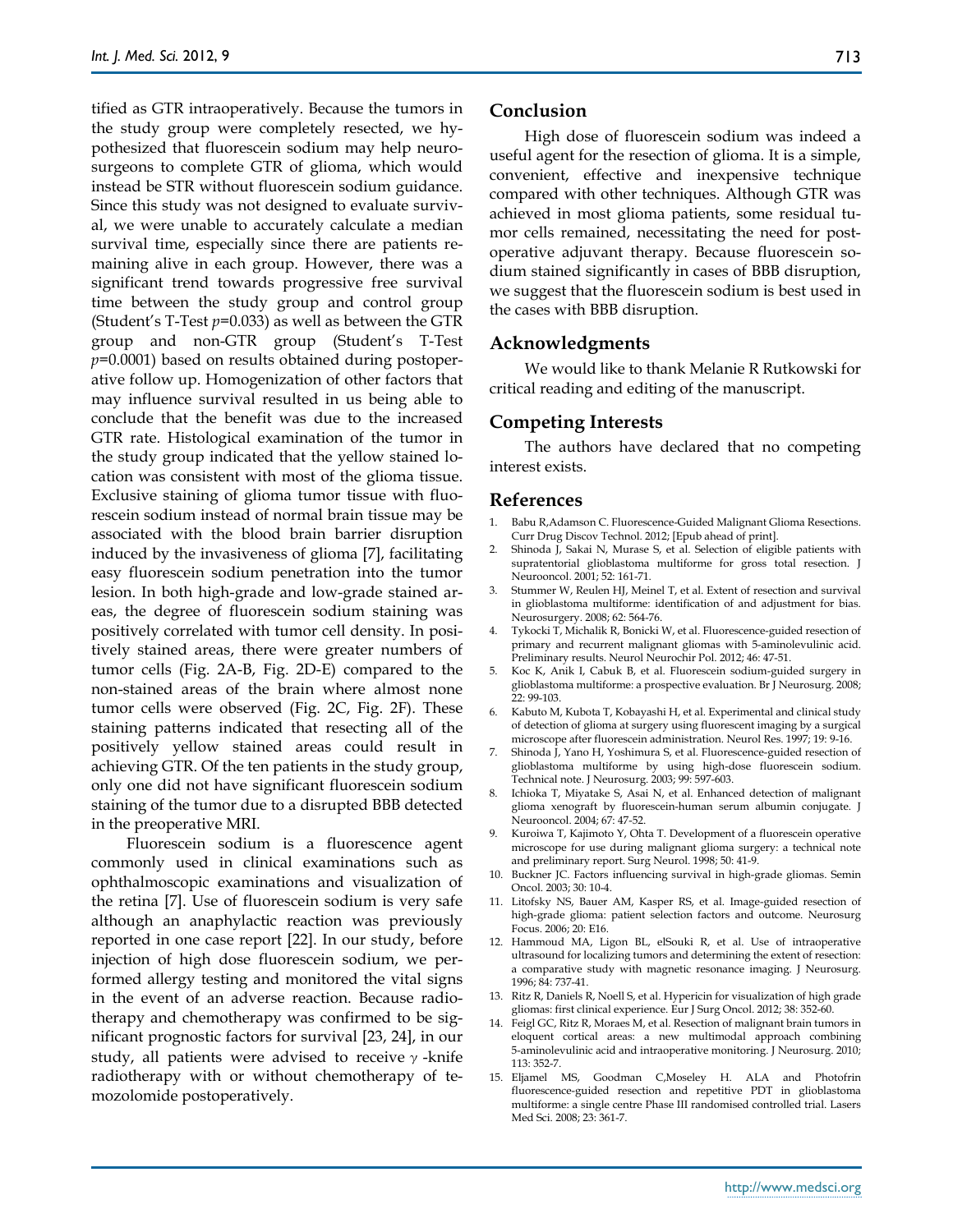tified as GTR intraoperatively. Because the tumors in the study group were completely resected, we hypothesized that fluorescein sodium may help neurosurgeons to complete GTR of glioma, which would instead be STR without fluorescein sodium guidance. Since this study was not designed to evaluate survival, we were unable to accurately calculate a median survival time, especially since there are patients remaining alive in each group. However, there was a significant trend towards progressive free survival time between the study group and control group (Student's T-Test $p$=0.033) as well as between the GTR group and non-GTR group (Student's T-Test $p$=0.0001) based on results obtained during postoperative follow up. Homogenization of other factors that may influence survival resulted in us being able to conclude that the benefit was due to the increased GTR rate. Histological examination of the tumor in the study group indicated that the yellow stained location was consistent with most of the glioma tissue. Exclusive staining of glioma tumor tissue with fluorescein sodium instead of normal brain tissue may be associated with the blood brain barrier disruption induced by the invasiveness of glioma [7], facilitating easy fluorescein sodium penetration into the tumor lesion. In both high-grade and low-grade stained areas, the degree of fluorescein sodium staining was positively correlated with tumor cell density. In positively stained areas, there were greater numbers of tumor cells (Fig. 2A-B, Fig. 2D-E) compared to the non-stained areas of the brain where almost none tumor cells were observed (Fig. 2C, Fig. 2F). These staining patterns indicated that resecting all of the positively yellow stained areas could result in achieving GTR. Of the ten patients in the study group, only one did not have significant fluorescein sodium staining of the tumor due to a disrupted BBB detected in the preoperative MRI.

Fluorescein sodium is a fluorescence agent commonly used in clinical examinations such as ophthalmoscopic examinations and visualization of the retina [7]. Use of fluorescein sodium is very safe although an anaphylactic reaction was previously reported in one case report [22]. In our study, before injection of high dose fluorescein sodium, we performed allergy testing and monitored the vital signs in the event of an adverse reaction. Because radiotherapy and chemotherapy was confirmed to be significant prognostic factors for survival [23, 24], in our study, all patients were advised to receive $\gamma$ -knife radiotherapy with or without chemotherapy of temozolomide postoperatively.

## Conclusion

High dose of fluorescein sodium was indeed a useful agent for the resection of glioma. It is a simple, convenient, effective and inexpensive technique compared with other techniques. Although GTR was achieved in most glioma patients, some residual tumor cells remained, necessitating the need for postoperative adjuvant therapy. Because fluorescein sodium stained significantly in cases of BBB disruption, we suggest that the fluorescein sodium is best used in the cases with BBB disruption.

## Acknowledgments

We would like to thank Melanie R Rutkowski for critical reading and editing of the manuscript.

## Competing Interests

The authors have declared that no competing interest exists.

## References

1. Babu R,Adamson C. Fluorescence-Guided Malignant Glioma Resections. Curr Drug Discov Technol. 2012; [Epub ahead of print].
2. Shinoda J, Sakai N, Murase S, et al. Selection of eligible patients with supratentorial glioblastoma multiforme for gross total resection. J Neurooncol. 2001; 52: 161-71.
3. Stummer W, Reulen HJ, Meinel T, et al. Extent of resection and survival in glioblastoma multiforme: identification of and adjustment for bias. Neurosurgery. 2008; 62: 564-76.
4. Tykocki T, Michalik R, Bonicki W, et al. Fluorescence-guided resection of primary and recurrent malignant gliomas with 5-aminolevulinic acid. Preliminary results. Neurol Neurochir Pol. 2012; 46: 47-51.
5. Koc K, Anik I, Cabuk B, et al. Fluorescein sodium-guided surgery in glioblastoma multiforme: a prospective evaluation. Br J Neurosurg. 2008; 22: 99-103.
6. Kabuto M, Kubota T, Kobayashi H, et al. Experimental and clinical study of detection of glioma at surgery using fluorescent imaging by a surgical microscope after fluorescein administration. Neurol Res. 1997; 19: 9-16.
7. Shinoda J, Yano H, Yoshimura S, et al. Fluorescence-guided resection of glioblastoma multiforme by using high-dose fluorescein sodium. Technical note. J Neurosurg. 2003; 99: 597-603.
8. Ichioka T, Miyatake S, Asai N, et al. Enhanced detection of malignant glioma xenograft by fluorescein-human serum albumin conjugate. J Neurooncol. 2004; 67: 47-52.
9. Kuroiwa T, Kajimoto Y, Ohta T. Development of a fluorescein operative microscope for use during malignant glioma surgery: a technical note and preliminary report. Surg Neurol. 1998; 50: 41-9.
10. Buckner JC. Factors influencing survival in high-grade gliomas. Semin Oncol. 2003; 30: 10-4.
11. Litofsky NS, Bauer AM, Kasper RS, et al. Image-guided resection of high-grade glioma: patient selection factors and outcome. Neurosurg Focus. 2006; 20: E16.
12. Hammoud MA, Ligon BL, elSouki R, et al. Use of intraoperative ultrasound for localizing tumors and determining the extent of resection: a comparative study with magnetic resonance imaging. J Neurosurg. 1996; 84: 737-41.
13. Ritz R, Daniels R, Noell S, et al. Hypericin for visualization of high grade gliomas: first clinical experience. Eur J Surg Oncol. 2012; 38: 352-60.
14. Feigl GC, Ritz R, Moraes M, et al. Resection of malignant brain tumors in eloquent cortical areas: a new multimodal approach combining 5-aminolevulinic acid and intraoperative monitoring. J Neurosurg. 2010; 113: 352-7.
15. Eljamel MS, Goodman C,Moseley H. ALA and Photofrin fluorescence-guided resection and repetitive PDT in glioblastoma multiforme: a single centre Phase III randomised controlled trial. Lasers Med Sci. 2008; 23: 361-7.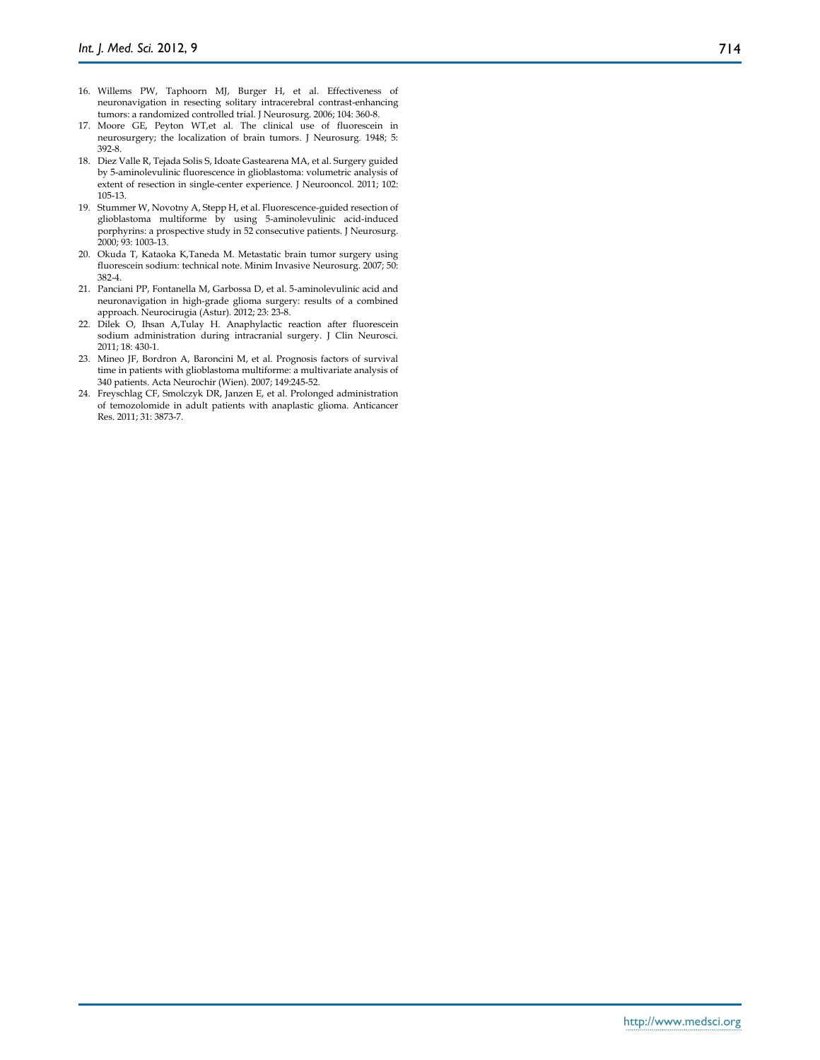16. Willems PW, Taphoorn MJ, Burger H, et al. Effectiveness of neuronavigation in resecting solitary intracerebral contrast-enhancing tumors: a randomized controlled trial. J Neurosurg. 2006; 104: 360-8.
17. Moore GE, Peyton WT,et al. The clinical use of fluorescein in neurosurgery; the localization of brain tumors. J Neurosurg. 1948; 5: 392-8.
18. Diez Valle R, Tejada Solis S, Idoate Gastearena MA, et al. Surgery guided by 5-aminolevulinic fluorescence in glioblastoma: volumetric analysis of extent of resection in single-center experience. J Neurooncol. 2011; 102: 105-13.
19. Stummer W, Novotny A, Stepp H, et al. Fluorescence-guided resection of glioblastoma multiforme by using 5-aminolevulinic acid-induced porphyrins: a prospective study in 52 consecutive patients. J Neurosurg. 2000; 93: 1003-13.
20. Okuda T, Kataoka K,Taneda M. Metastatic brain tumor surgery using fluorescein sodium: technical note. Minim Invasive Neurosurg. 2007; 50: 382-4.
21. Panciani PP, Fontanella M, Garbossa D, et al. 5-aminolevulinic acid and neuronavigation in high-grade glioma surgery: results of a combined approach. Neurocirugia (Astur). 2012; 23: 23-8.
22. Dilek O, Ihsan A,Tulay H. Anaphylactic reaction after fluorescein sodium administration during intracranial surgery. J Clin Neurosci. 2011; 18: 430-1.
23. Mineo JF, Bordron A, Baroncini M, et al. Prognosis factors of survival time in patients with glioblastoma multiforme: a multivariate analysis of 340 patients. Acta Neurochir (Wien). 2007; 149:245-52.
24. Freyschlag CF, Smolczyk DR, Janzen E, et al. Prolonged administration of temozolomide in adult patients with anaplastic glioma. Anticancer Res. 2011; 31: 3873-7.